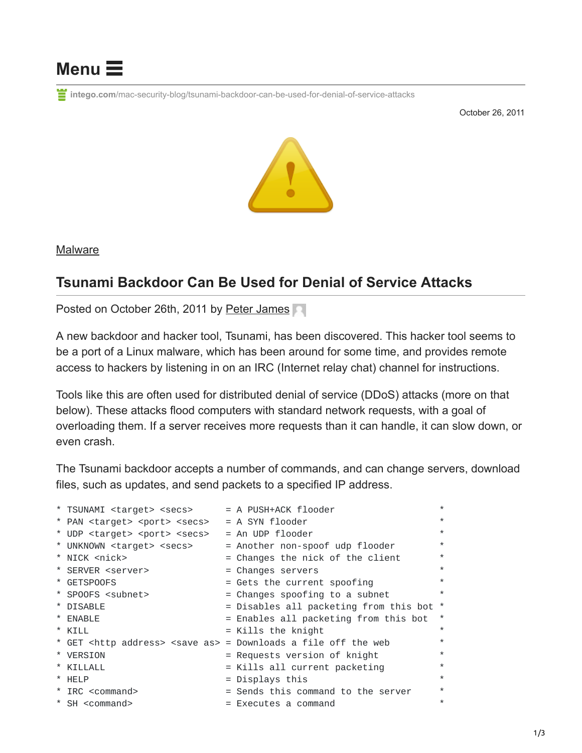Menu

intego.com/mac-security-blog/tsunami-backdoor-can-be-used-for-denial-of-service-attacks

October 26, 2011

Malware

## Tsunami Backdoor Can Be Used for Denial of Service Attacks

Posted on October 26th, 2011 by Peter James

A new backdoor and hacker tool, Tsunami, has been discovered. This hacker tool seems to be a port of a Linux malware, which has been around for some time, and provides remote access to hackers by listening in on an IRC (Internet relay chat) channel for instructions.

Tools like this are often used for distributed denial of service (DDoS) attacks (more on that below). These attacks flood computers with standard network requests, with a goal of overloading them. If a server receives more requests than it can handle, it can slow down, or even crash.

The Tsunami backdoor accepts a number of commands, and can change servers, download files, such as updates, and send packets to a specified IP address.

```
* TSUNAMI <target> <secs>       = A PUSH+ACK flooder                *
* PAN <target> <port> <secs>    = A SYN flooder                     *
* UDP <target> <port> <secs>    = An UDP flooder                    *
* UNKNOWN <target> <secs>       = Another non-spoof udp flooder     *
* NICK <nick>                   = Changes the nick of the client    *
* SERVER <server>               = Changes servers                   *
* GETSPOOFS                     = Gets the current spoofing         *
* SPOOFS <subnet>               = Changes spoofing to a subnet      *
* DISABLE                       = Disables all packeting from this bot *
* ENABLE                        = Enables all packeting from this bot  *
* KILL                          = Kills the knight                  *
* GET <http address> <save as> = Downloads a file off the web       *
* VERSION                       = Requests version of knight        *
* KILLALL                       = Kills all current packeting       *
* HELP                          = Displays this                     *
* IRC <command>                 = Sends this command to the server  *
* SH <command>                  = Executes a command                *
```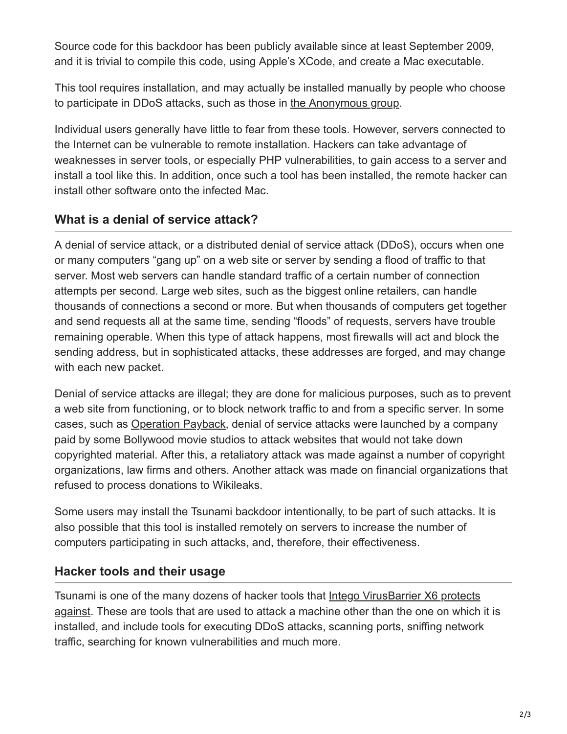Source code for this backdoor has been publicly available since at least September 2009, and it is trivial to compile this code, using Apple's XCode, and create a Mac executable.

This tool requires installation, and may actually be installed manually by people who choose to participate in DDoS attacks, such as those in the Anonymous group.

Individual users generally have little to fear from these tools. However, servers connected to the Internet can be vulnerable to remote installation. Hackers can take advantage of weaknesses in server tools, or especially PHP vulnerabilities, to gain access to a server and install a tool like this. In addition, once such a tool has been installed, the remote hacker can install other software onto the infected Mac.

## What is a denial of service attack?

A denial of service attack, or a distributed denial of service attack (DDoS), occurs when one or many computers "gang up" on a web site or server by sending a flood of traffic to that server. Most web servers can handle standard traffic of a certain number of connection attempts per second. Large web sites, such as the biggest online retailers, can handle thousands of connections a second or more. But when thousands of computers get together and send requests all at the same time, sending "floods" of requests, servers have trouble remaining operable. When this type of attack happens, most firewalls will act and block the sending address, but in sophisticated attacks, these addresses are forged, and may change with each new packet.

Denial of service attacks are illegal; they are done for malicious purposes, such as to prevent a web site from functioning, or to block network traffic to and from a specific server. In some cases, such as Operation Payback, denial of service attacks were launched by a company paid by some Bollywood movie studios to attack websites that would not take down copyrighted material. After this, a retaliatory attack was made against a number of copyright organizations, law firms and others. Another attack was made on financial organizations that refused to process donations to Wikileaks.

Some users may install the Tsunami backdoor intentionally, to be part of such attacks. It is also possible that this tool is installed remotely on servers to increase the number of computers participating in such attacks, and, therefore, their effectiveness.

## Hacker tools and their usage

Tsunami is one of the many dozens of hacker tools that Intego VirusBarrier X6 protects against. These are tools that are used to attack a machine other than the one on which it is installed, and include tools for executing DDoS attacks, scanning ports, sniffing network traffic, searching for known vulnerabilities and much more.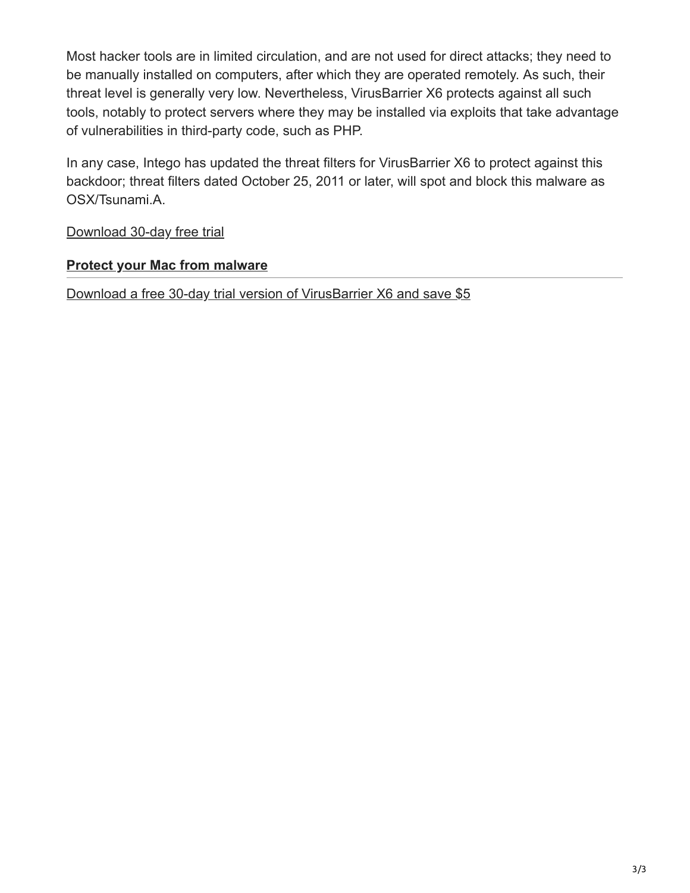Most hacker tools are in limited circulation, and are not used for direct attacks; they need to be manually installed on computers, after which they are operated remotely. As such, their threat level is generally very low. Nevertheless, VirusBarrier X6 protects against all such tools, notably to protect servers where they may be installed via exploits that take advantage of vulnerabilities in third-party code, such as PHP.

In any case, Intego has updated the threat filters for VirusBarrier X6 to protect against this backdoor; threat filters dated October 25, 2011 or later, will spot and block this malware as OSX/Tsunami.A.

Download 30-day free trial

**Protect your Mac from malware**

---

Download a free 30-day trial version of VirusBarrier X6 and save $5